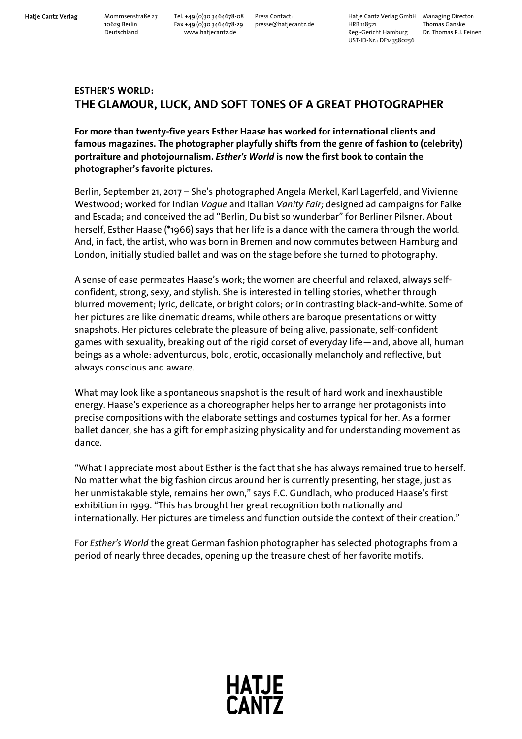## ESTHER'S WORLD:
## THE GLAMOUR, LUCK, AND SOFT TONES OF A GREAT PHOTOGRAPHER

**For more than twenty-five years Esther Haase has worked for international clients and famous magazines. The photographer playfully shifts from the genre of fashion to (celebrity) portraiture and photojournalism. *Esther's World* is now the first book to contain the photographer's favorite pictures.**

Berlin, September 21, 2017 – She's photographed Angela Merkel, Karl Lagerfeld, and Vivienne Westwood; worked for Indian *Vogue* and Italian *Vanity Fair;* designed ad campaigns for Falke and Escada; and conceived the ad "Berlin, Du bist so wunderbar" for Berliner Pilsner. About herself, Esther Haase (*1966) says that her life is a dance with the camera through the world. And, in fact, the artist, who was born in Bremen and now commutes between Hamburg and London, initially studied ballet and was on the stage before she turned to photography.

A sense of ease permeates Haase's work; the women are cheerful and relaxed, always self-confident, strong, sexy, and stylish. She is interested in telling stories, whether through blurred movement; lyric, delicate, or bright colors; or in contrasting black-and-white. Some of her pictures are like cinematic dreams, while others are baroque presentations or witty snapshots. Her pictures celebrate the pleasure of being alive, passionate, self-confident games with sexuality, breaking out of the rigid corset of everyday life—and, above all, human beings as a whole: adventurous, bold, erotic, occasionally melancholy and reflective, but always conscious and aware.

What may look like a spontaneous snapshot is the result of hard work and inexhaustible energy. Haase's experience as a choreographer helps her to arrange her protagonists into precise compositions with the elaborate settings and costumes typical for her. As a former ballet dancer, she has a gift for emphasizing physicality and for understanding movement as dance.

"What I appreciate most about Esther is the fact that she has always remained true to herself. No matter what the big fashion circus around her is currently presenting, her stage, just as her unmistakable style, remains her own," says F.C. Gundlach, who produced Haase's first exhibition in 1999. "This has brought her great recognition both nationally and internationally. Her pictures are timeless and function outside the context of their creation."

For *Esther's World* the great German fashion photographer has selected photographs from a period of nearly three decades, opening up the treasure chest of her favorite motifs.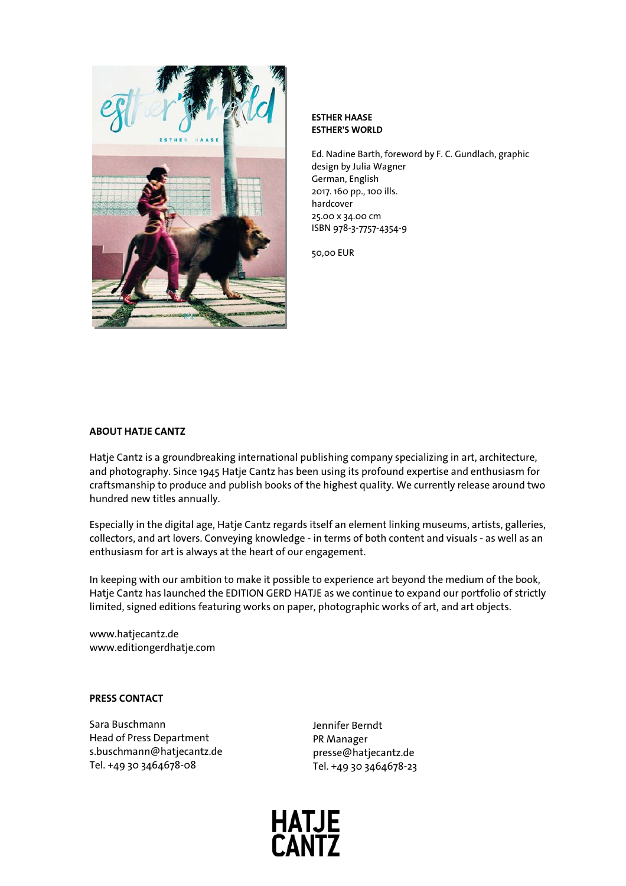**ESTHER HAASE**
**ESTHER'S WORLD**

Ed. Nadine Barth, foreword by F. C. Gundlach, graphic design by Julia Wagner
German, English
2017. 160 pp., 100 ills.
hardcover
25.00 x 34.00 cm
ISBN 978-3-7757-4354-9

50,00 EUR

**ABOUT HATJE CANTZ**

Hatje Cantz is a groundbreaking international publishing company specializing in art, architecture, and photography. Since 1945 Hatje Cantz has been using its profound expertise and enthusiasm for craftsmanship to produce and publish books of the highest quality. We currently release around two hundred new titles annually.

Especially in the digital age, Hatje Cantz regards itself an element linking museums, artists, galleries, collectors, and art lovers. Conveying knowledge - in terms of both content and visuals - as well as an enthusiasm for art is always at the heart of our engagement.

In keeping with our ambition to make it possible to experience art beyond the medium of the book, Hatje Cantz has launched the EDITION GERD HATJE as we continue to expand our portfolio of strictly limited, signed editions featuring works on paper, photographic works of art, and art objects.

www.hatjecantz.de
www.editiongerdhatje.com

**PRESS CONTACT**

Sara Buschmann
Head of Press Department
s.buschmann@hatjecantz.de
Tel. +49 30 3464678-08

Jennifer Berndt
PR Manager
presse@hatjecantz.de
Tel. +49 30 3464678-23

HATJE CANTZ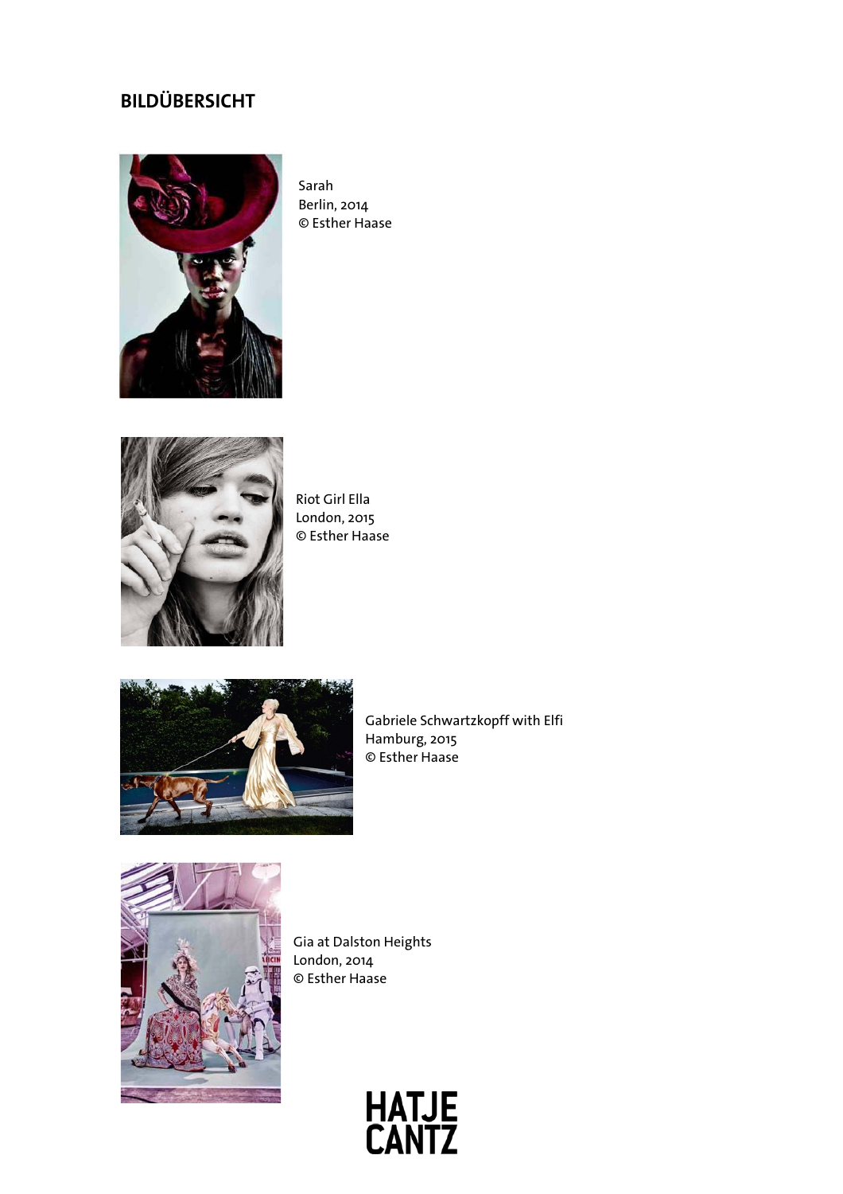## BILDÜBERSICHT

Sarah
Berlin, 2014
© Esther Haase

Riot Girl Ella
London, 2015
© Esther Haase

Gabriele Schwartzkopff with Elfi
Hamburg, 2015
© Esther Haase

Gia at Dalston Heights
London, 2014
© Esther Haase

HATJE CANTZ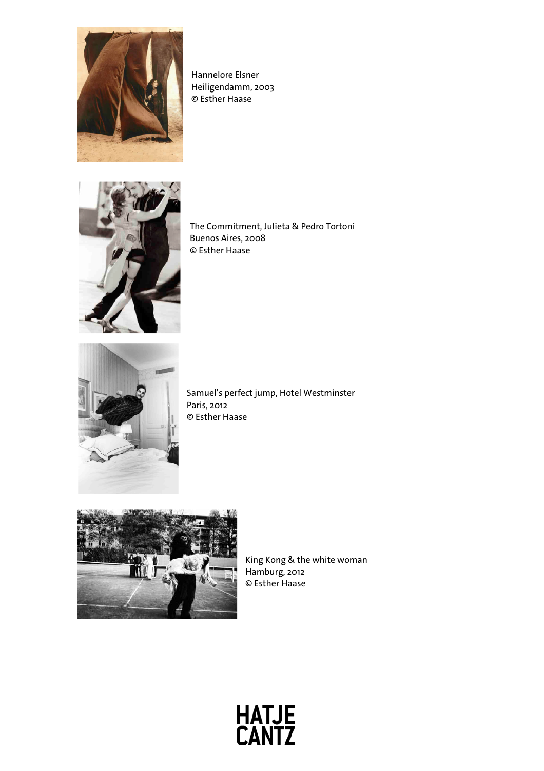Hannelore Elsner
Heiligendamm, 2003
© Esther Haase

The Commitment, Julieta & Pedro Tortoni
Buenos Aires, 2008
© Esther Haase

Samuel's perfect jump, Hotel Westminster
Paris, 2012
© Esther Haase

King Kong & the white woman
Hamburg, 2012
© Esther Haase

HATJE
CANTZ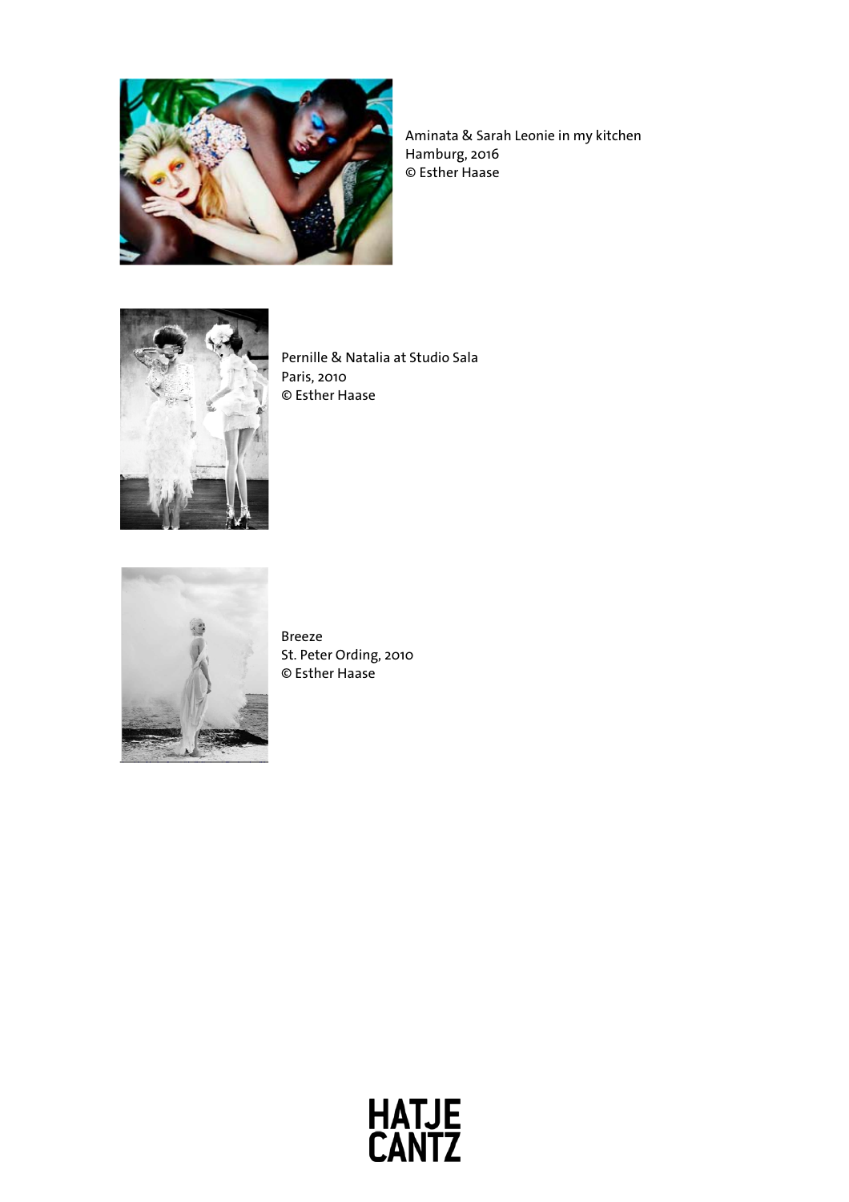Aminata & Sarah Leonie in my kitchen
Hamburg, 2016
© Esther Haase

Pernille & Natalia at Studio Sala
Paris, 2010
© Esther Haase

Breeze
St. Peter Ording, 2010
© Esther Haase